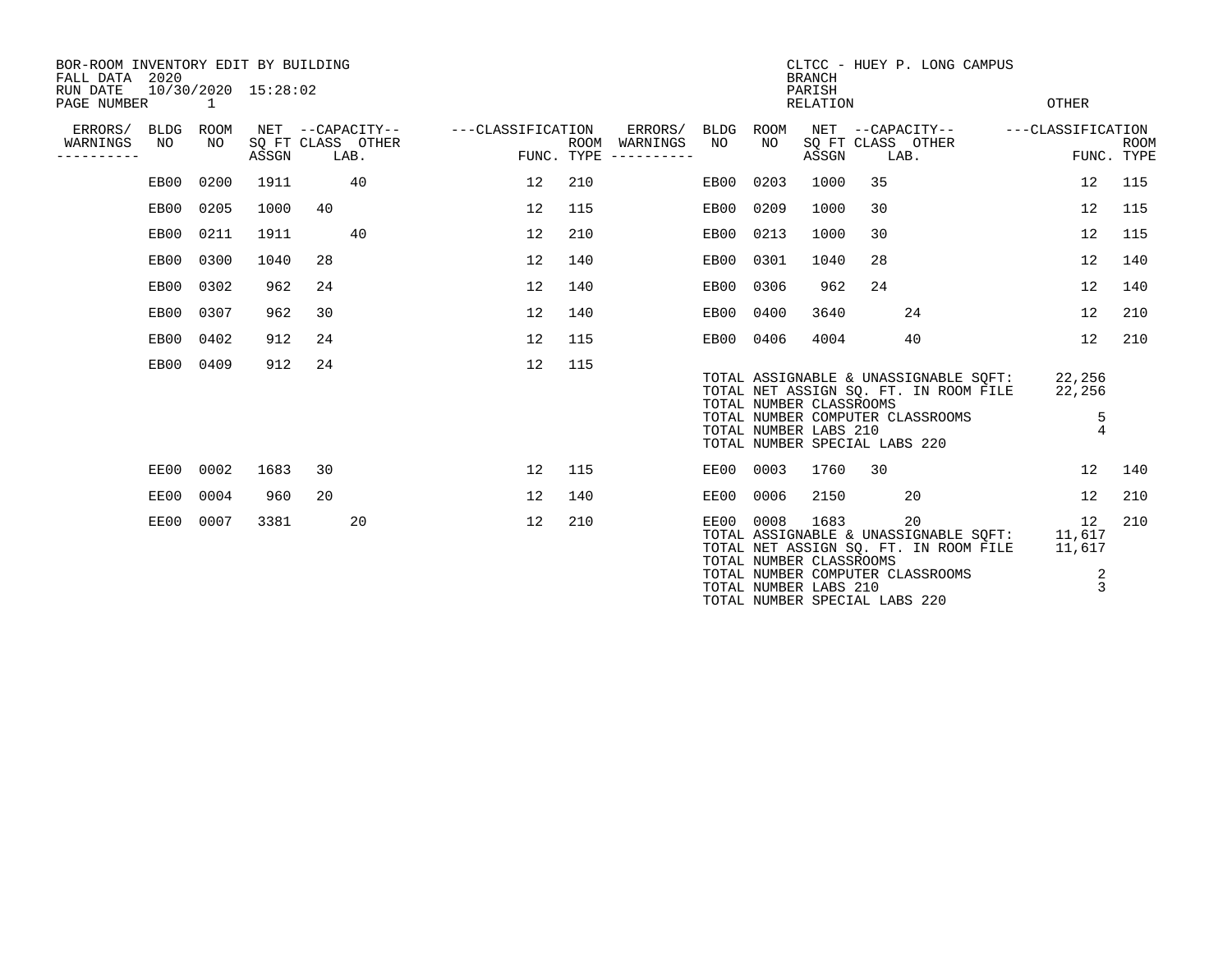BOR-ROOM INVENTORY EDIT BY BUILDING
FALL DATA 2020
RUN DATE 10/30/2020 15:28:02
PAGE NUMBER 1

CLTCC - HUEY P. LONG CAMPUS
BRANCH
PARISH
RELATION
OTHER

| ERRORS/ WARNINGS | BLDG NO | ROOM NO | NET SQ FT ASSGN | CAPACITY CLASS | CAPACITY OTHER LAB. | CLASSIFICATION FUNC. | ROOM TYPE | ERRORS/ WARNINGS | BLDG NO | ROOM NO | NET SQ FT ASSGN | CAPACITY CLASS | CAPACITY OTHER LAB. | CLASSIFICATION FUNC. | ROOM TYPE |
|---|---|---|---|---|---|---|---|---|---|---|---|---|---|---|---|
| | EB00 | 0200 | 1911 | | 40 | 12 | 210 | | EB00 | 0203 | 1000 | 35 | | 12 | 115 |
| | EB00 | 0205 | 1000 | 40 | | 12 | 115 | | EB00 | 0209 | 1000 | 30 | | 12 | 115 |
| | EB00 | 0211 | 1911 | | 40 | 12 | 210 | | EB00 | 0213 | 1000 | 30 | | 12 | 115 |
| | EB00 | 0300 | 1040 | 28 | | 12 | 140 | | EB00 | 0301 | 1040 | 28 | | 12 | 140 |
| | EB00 | 0302 | 962 | 24 | | 12 | 140 | | EB00 | 0306 | 962 | 24 | | 12 | 140 |
| | EB00 | 0307 | 962 | 30 | | 12 | 140 | | EB00 | 0400 | 3640 | | 24 | 12 | 210 |
| | EB00 | 0402 | 912 | 24 | | 12 | 115 | | EB00 | 0406 | 4004 | | 40 | 12 | 210 |
| | EB00 | 0409 | 912 | 24 | | 12 | 115 | | | | | | | | |

TOTAL ASSIGNABLE & UNASSIGNABLE SQFT: 22,256
TOTAL NET ASSIGN SQ. FT. IN ROOM FILE 22,256
TOTAL NUMBER CLASSROOMS 5
TOTAL NUMBER COMPUTER CLASSROOMS 4
TOTAL NUMBER LABS 210
TOTAL NUMBER SPECIAL LABS 220

| ERRORS/ WARNINGS | BLDG NO | ROOM NO | NET SQ FT ASSGN | CAPACITY CLASS | CAPACITY OTHER LAB. | CLASSIFICATION FUNC. | ROOM TYPE | ERRORS/ WARNINGS | BLDG NO | ROOM NO | NET SQ FT ASSGN | CAPACITY CLASS | CAPACITY OTHER LAB. | CLASSIFICATION FUNC. | ROOM TYPE |
|---|---|---|---|---|---|---|---|---|---|---|---|---|---|---|---|
| | EE00 | 0002 | 1683 | 30 | | 12 | 115 | | EE00 | 0003 | 1760 | 30 | | 12 | 140 |
| | EE00 | 0004 | 960 | 20 | | 12 | 140 | | EE00 | 0006 | 2150 | | 20 | 12 | 210 |
| | EE00 | 0007 | 3381 | | 20 | 12 | 210 | | EE00 | 0008 | 1683 | | 20 | 12 | 210 |

TOTAL ASSIGNABLE & UNASSIGNABLE SQFT: 11,617
TOTAL NET ASSIGN SQ. FT. IN ROOM FILE 11,617
TOTAL NUMBER CLASSROOMS 2
TOTAL NUMBER COMPUTER CLASSROOMS 3
TOTAL NUMBER LABS 210
TOTAL NUMBER SPECIAL LABS 220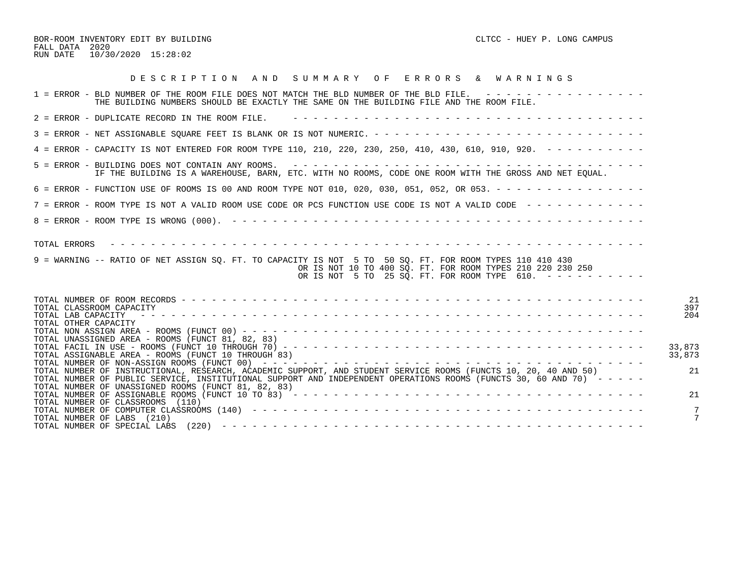BOR-ROOM INVENTORY EDIT BY BUILDING
FALL DATA 2020
RUN DATE 10/30/2020 15:28:02

CLTCC - HUEY P. LONG CAMPUS

## D E S C R I P T I O N   A N D   S U M M A R Y   O F   E R R O R S   &   W A R N I N G S

1 = ERROR - BLD NUMBER OF THE ROOM FILE DOES NOT MATCH THE BLD NUMBER OF THE BLD FILE. - - - - - - - - - - - - - - - - -
THE BUILDING NUMBERS SHOULD BE EXACTLY THE SAME ON THE BUILDING FILE AND THE ROOM FILE.

2 = ERROR - DUPLICATE RECORD IN THE ROOM FILE. - - - - - - - - - - - - - - - - - - - - - - - - - - - - - - - - - - - - - -

3 = ERROR - NET ASSIGNABLE SQUARE FEET IS BLANK OR IS NOT NUMERIC. - - - - - - - - - - - - - - - - - - - - - - - - - - - - -

4 = ERROR - CAPACITY IS NOT ENTERED FOR ROOM TYPE 110, 210, 220, 230, 250, 410, 430, 610, 910, 920. - - - - - - - - - - -

5 = ERROR - BUILDING DOES NOT CONTAIN ANY ROOMS. - - - - - - - - - - - - - - - - - - - - - - - - - - - - - - - - - - - - - -
IF THE BUILDING IS A WAREHOUSE, BARN, ETC. WITH NO ROOMS, CODE ONE ROOM WITH THE GROSS AND NET EQUAL.

6 = ERROR - FUNCTION USE OF ROOMS IS 00 AND ROOM TYPE NOT 010, 020, 030, 051, 052, OR 053. - - - - - - - - - - - - - - - -

7 = ERROR - ROOM TYPE IS NOT A VALID ROOM USE CODE OR PCS FUNCTION USE CODE IS NOT A VALID CODE - - - - - - - - - - - - -

8 = ERROR - ROOM TYPE IS WRONG (000). - - - - - - - - - - - - - - - - - - - - - - - - - - - - - - - - - - - - - - - - - - -

TOTAL ERRORS - - - - - - - - - - - - - - - - - - - - - - - - - - - - - - - - - - - - - - - - - - - - - - - - - - - - - - -

9 = WARNING -- RATIO OF NET ASSIGN SQ. FT. TO CAPACITY IS NOT 5 TO 50 SQ. FT. FOR ROOM TYPES 110 410 430
OR IS NOT 10 TO 400 SQ. FT. FOR ROOM TYPES 210 220 230 250
OR IS NOT 5 TO 25 SQ. FT. FOR ROOM TYPE 610. - - - - - - - - - - -

| | |
|---|---|
| TOTAL NUMBER OF ROOM RECORDS | 21 |
| TOTAL CLASSROOM CAPACITY | 397 |
| TOTAL LAB CAPACITY | 204 |
| TOTAL OTHER CAPACITY | |
| TOTAL NON ASSIGN AREA - ROOMS (FUNCT 00) | |
| TOTAL UNASSIGNED AREA - ROOMS (FUNCT 81, 82, 83) | |
| TOTAL FACIL IN USE - ROOMS (FUNCT 10 THROUGH 70) | 33,873 |
| TOTAL ASSIGNABLE AREA - ROOMS (FUNCT 10 THROUGH 83) | 33,873 |
| TOTAL NUMBER OF NON-ASSIGN ROOMS (FUNCT 00) | |
| TOTAL NUMBER OF INSTRUCTIONAL, RESEARCH, ACADEMIC SUPPORT, AND STUDENT SERVICE ROOMS (FUNCTS 10, 20, 40 AND 50) | 21 |
| TOTAL NUMBER OF PUBLIC SERVICE, INSTITUTIONAL SUPPORT AND INDEPENDENT OPERATIONS ROOMS (FUNCTS 30, 60 AND 70) | |
| TOTAL NUMBER OF UNASSIGNED ROOMS (FUNCT 81, 82, 83) | |
| TOTAL NUMBER OF ASSIGNABLE ROOMS (FUNCT 10 TO 83) | 21 |
| TOTAL NUMBER OF CLASSROOMS (110) | |
| TOTAL NUMBER OF COMPUTER CLASSROOMS (140) | 7 |
| TOTAL NUMBER OF LABS (210) | 7 |
| TOTAL NUMBER OF SPECIAL LABS (220) | |